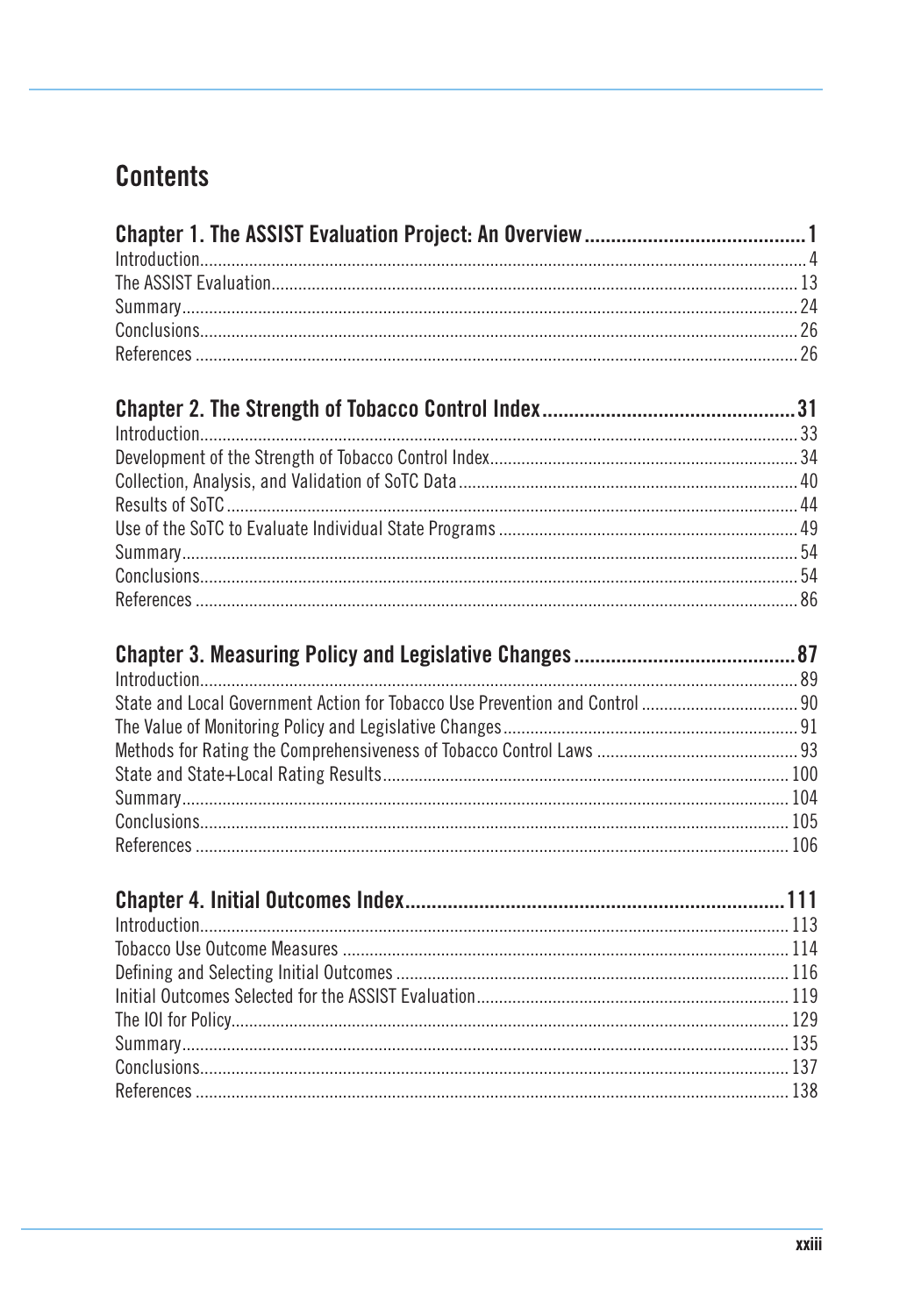# Contents

**Chapter 1. The ASSIST Evaluation Project: An Overview .......... 1**

Introduction .......... 4
The ASSIST Evaluation .......... 13
Summary .......... 24
Conclusions .......... 26
References .......... 26

**Chapter 2. The Strength of Tobacco Control Index .......... 31**

Introduction .......... 33
Development of the Strength of Tobacco Control Index .......... 34
Collection, Analysis, and Validation of SoTC Data .......... 40
Results of SoTC .......... 44
Use of the SoTC to Evaluate Individual State Programs .......... 49
Summary .......... 54
Conclusions .......... 54
References .......... 86

**Chapter 3. Measuring Policy and Legislative Changes .......... 87**

Introduction .......... 89
State and Local Government Action for Tobacco Use Prevention and Control .......... 90
The Value of Monitoring Policy and Legislative Changes .......... 91
Methods for Rating the Comprehensiveness of Tobacco Control Laws .......... 93
State and State+Local Rating Results .......... 100
Summary .......... 104
Conclusions .......... 105
References .......... 106

**Chapter 4. Initial Outcomes Index .......... 111**

Introduction .......... 113
Tobacco Use Outcome Measures .......... 114
Defining and Selecting Initial Outcomes .......... 116
Initial Outcomes Selected for the ASSIST Evaluation .......... 119
The IOI for Policy .......... 129
Summary .......... 135
Conclusions .......... 137
References .......... 138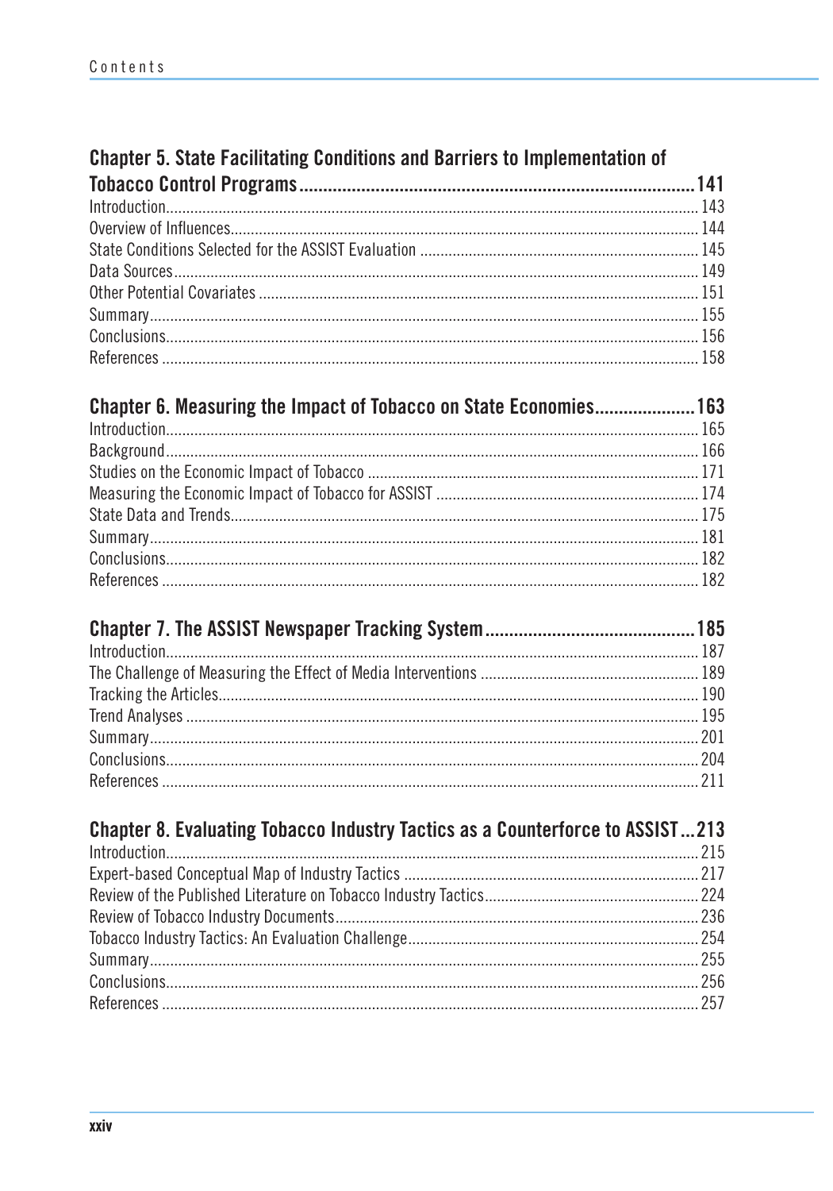## Chapter 5. State Facilitating Conditions and Barriers to Implementation of Tobacco Control Programs ........ 141

Introduction ........ 143
Overview of Influences ........ 144
State Conditions Selected for the ASSIST Evaluation ........ 145
Data Sources ........ 149
Other Potential Covariates ........ 151
Summary ........ 155
Conclusions ........ 156
References ........ 158

## Chapter 6. Measuring the Impact of Tobacco on State Economies ........ 163

Introduction ........ 165
Background ........ 166
Studies on the Economic Impact of Tobacco ........ 171
Measuring the Economic Impact of Tobacco for ASSIST ........ 174
State Data and Trends ........ 175
Summary ........ 181
Conclusions ........ 182
References ........ 182

## Chapter 7. The ASSIST Newspaper Tracking System ........ 185

Introduction ........ 187
The Challenge of Measuring the Effect of Media Interventions ........ 189
Tracking the Articles ........ 190
Trend Analyses ........ 195
Summary ........ 201
Conclusions ........ 204
References ........ 211

## Chapter 8. Evaluating Tobacco Industry Tactics as a Counterforce to ASSIST ... 213

Introduction ........ 215
Expert-based Conceptual Map of Industry Tactics ........ 217
Review of the Published Literature on Tobacco Industry Tactics ........ 224
Review of Tobacco Industry Documents ........ 236
Tobacco Industry Tactics: An Evaluation Challenge ........ 254
Summary ........ 255
Conclusions ........ 256
References ........ 257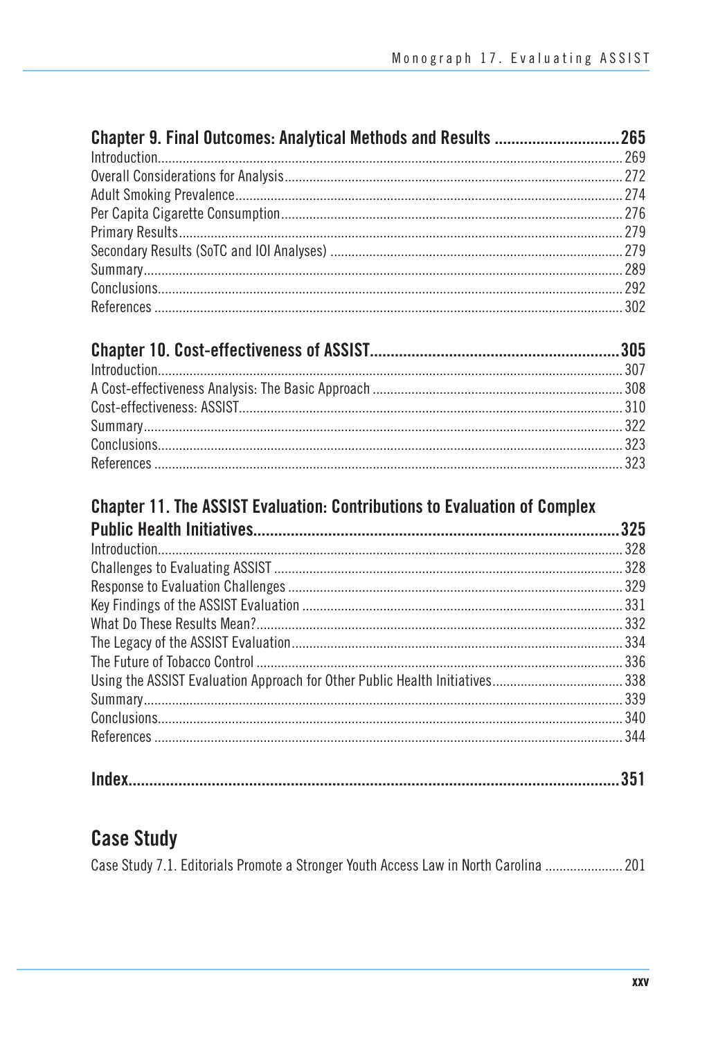**Chapter 9. Final Outcomes: Analytical Methods and Results .............................265**

Introduction.......................................................................................................................269
Overall Considerations for Analysis..................................................................................272
Adult Smoking Prevalence................................................................................................274
Per Capita Cigarette Consumption...................................................................................276
Primary Results.................................................................................................................279
Secondary Results (SoTC and IOI Analyses) ....................................................................279
Summary...........................................................................................................................289
Conclusions.......................................................................................................................292
References ........................................................................................................................302

**Chapter 10. Cost-effectiveness of ASSIST...........................................................305**

Introduction.......................................................................................................................307
A Cost-effectiveness Analysis: The Basic Approach .........................................................308
Cost-effectiveness: ASSIST...............................................................................................310
Summary...........................................................................................................................322
Conclusions.......................................................................................................................323
References ........................................................................................................................323

**Chapter 11. The ASSIST Evaluation: Contributions to Evaluation of Complex Public Health Initiatives.......................................................................................325**

Introduction.......................................................................................................................328
Challenges to Evaluating ASSIST .....................................................................................328
Response to Evaluation Challenges ..................................................................................329
Key Findings of the ASSIST Evaluation ............................................................................331
What Do These Results Mean?.........................................................................................332
The Legacy of the ASSIST Evaluation...............................................................................334
The Future of Tobacco Control .........................................................................................336
Using the ASSIST Evaluation Approach for Other Public Health Initiatives......................338
Summary...........................................................................................................................339
Conclusions.......................................................................................................................340
References ........................................................................................................................344

**Index.......................................................................................................................351**

## Case Study

Case Study 7.1. Editorials Promote a Stronger Youth Access Law in North Carolina ......................201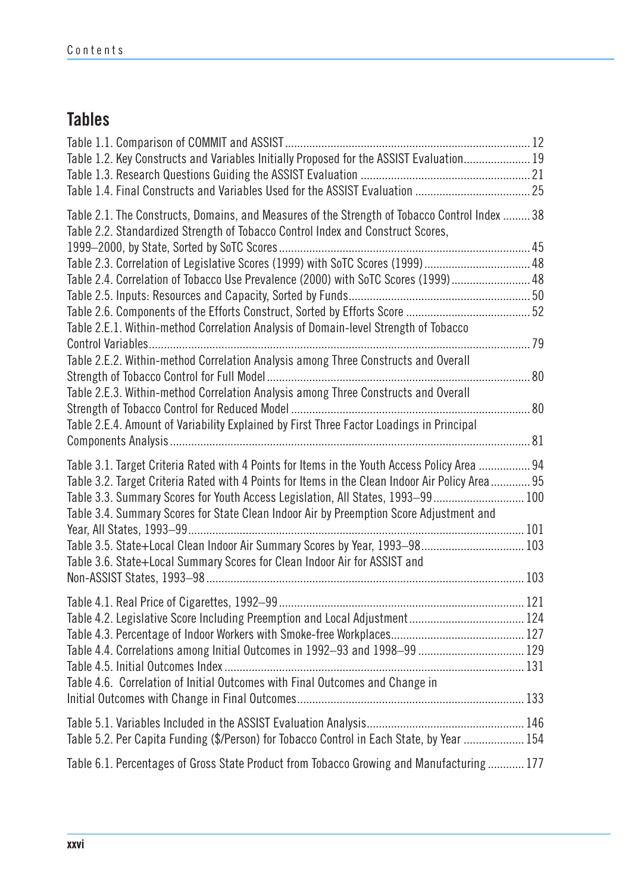## Tables

Table 1.1. Comparison of COMMIT and ASSIST ........ 12
Table 1.2. Key Constructs and Variables Initially Proposed for the ASSIST Evaluation ........ 19
Table 1.3. Research Questions Guiding the ASSIST Evaluation ........ 21
Table 1.4. Final Constructs and Variables Used for the ASSIST Evaluation ........ 25

Table 2.1. The Constructs, Domains, and Measures of the Strength of Tobacco Control Index ........ 38
Table 2.2. Standardized Strength of Tobacco Control Index and Construct Scores, 1999–2000, by State, Sorted by SoTC Scores ........ 45
Table 2.3. Correlation of Legislative Scores (1999) with SoTC Scores (1999) ........ 48
Table 2.4. Correlation of Tobacco Use Prevalence (2000) with SoTC Scores (1999) ........ 48
Table 2.5. Inputs: Resources and Capacity, Sorted by Funds ........ 50
Table 2.6. Components of the Efforts Construct, Sorted by Efforts Score ........ 52
Table 2.E.1. Within-method Correlation Analysis of Domain-level Strength of Tobacco Control Variables ........ 79
Table 2.E.2. Within-method Correlation Analysis among Three Constructs and Overall Strength of Tobacco Control for Full Model ........ 80
Table 2.E.3. Within-method Correlation Analysis among Three Constructs and Overall Strength of Tobacco Control for Reduced Model ........ 80
Table 2.E.4. Amount of Variability Explained by First Three Factor Loadings in Principal Components Analysis ........ 81

Table 3.1. Target Criteria Rated with 4 Points for Items in the Youth Access Policy Area ........ 94
Table 3.2. Target Criteria Rated with 4 Points for Items in the Clean Indoor Air Policy Area ........ 95
Table 3.3. Summary Scores for Youth Access Legislation, All States, 1993–99 ........ 100
Table 3.4. Summary Scores for State Clean Indoor Air by Preemption Score Adjustment and Year, All States, 1993–99 ........ 101
Table 3.5. State+Local Clean Indoor Air Summary Scores by Year, 1993–98 ........ 103
Table 3.6. State+Local Summary Scores for Clean Indoor Air for ASSIST and Non-ASSIST States, 1993–98 ........ 103

Table 4.1. Real Price of Cigarettes, 1992–99 ........ 121
Table 4.2. Legislative Score Including Preemption and Local Adjustment ........ 124
Table 4.3. Percentage of Indoor Workers with Smoke-free Workplaces ........ 127
Table 4.4. Correlations among Initial Outcomes in 1992–93 and 1998–99 ........ 129
Table 4.5. Initial Outcomes Index ........ 131
Table 4.6. Correlation of Initial Outcomes with Final Outcomes and Change in Initial Outcomes with Change in Final Outcomes ........ 133

Table 5.1. Variables Included in the ASSIST Evaluation Analysis ........ 146
Table 5.2. Per Capita Funding ($/Person) for Tobacco Control in Each State, by Year ........ 154

Table 6.1. Percentages of Gross State Product from Tobacco Growing and Manufacturing ........ 177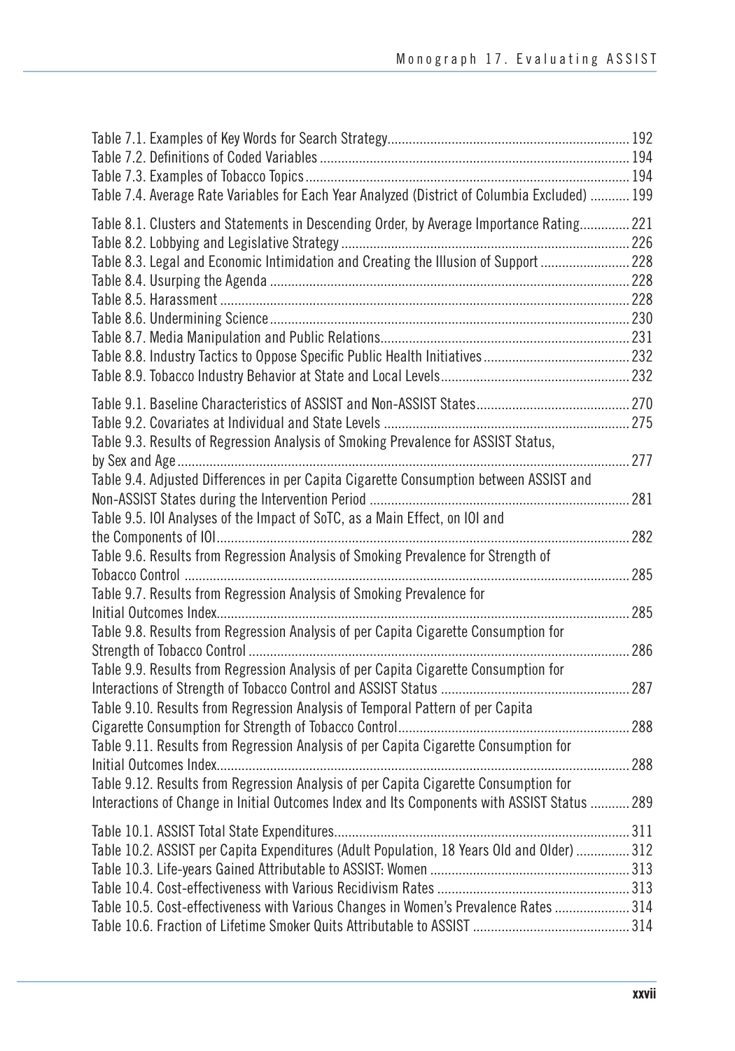Table 7.1. Examples of Key Words for Search Strategy .................................................................. 192
Table 7.2. Definitions of Coded Variables ..................................................................................... 194
Table 7.3. Examples of Tobacco Topics ........................................................................................ 194
Table 7.4. Average Rate Variables for Each Year Analyzed (District of Columbia Excluded) ........... 199

Table 8.1. Clusters and Statements in Descending Order, by Average Importance Rating.............. 221
Table 8.2. Lobbying and Legislative Strategy ............................................................................... 226
Table 8.3. Legal and Economic Intimidation and Creating the Illusion of Support ......................... 228
Table 8.4. Usurping the Agenda ................................................................................................... 228
Table 8.5. Harassment ................................................................................................................. 228
Table 8.6. Undermining Science ................................................................................................... 230
Table 8.7. Media Manipulation and Public Relations..................................................................... 231
Table 8.8. Industry Tactics to Oppose Specific Public Health Initiatives ......................................... 232
Table 8.9. Tobacco Industry Behavior at State and Local Levels .................................................... 232

Table 9.1. Baseline Characteristics of ASSIST and Non-ASSIST States .......................................... 270
Table 9.2. Covariates at Individual and State Levels .................................................................... 275
Table 9.3. Results of Regression Analysis of Smoking Prevalence for ASSIST Status, by Sex and Age ........................................................................................................................... 277
Table 9.4. Adjusted Differences in per Capita Cigarette Consumption between ASSIST and Non-ASSIST States during the Intervention Period ........................................................................ 281
Table 9.5. IOI Analyses of the Impact of SoTC, as a Main Effect, on IOI and the Components of IOI .................................................................................................................. 282
Table 9.6. Results from Regression Analysis of Smoking Prevalence for Strength of Tobacco Control ............................................................................................................................ 285
Table 9.7. Results from Regression Analysis of Smoking Prevalence for Initial Outcomes Index.................................................................................................................. 285
Table 9.8. Results from Regression Analysis of per Capita Cigarette Consumption for Strength of Tobacco Control ......................................................................................................... 286
Table 9.9. Results from Regression Analysis of per Capita Cigarette Consumption for Interactions of Strength of Tobacco Control and ASSIST Status .................................................... 287
Table 9.10. Results from Regression Analysis of Temporal Pattern of per Capita Cigarette Consumption for Strength of Tobacco Control................................................................ 288
Table 9.11. Results from Regression Analysis of per Capita Cigarette Consumption for Initial Outcomes Index.................................................................................................................. 288
Table 9.12. Results from Regression Analysis of per Capita Cigarette Consumption for Interactions of Change in Initial Outcomes Index and Its Components with ASSIST Status ........... 289

Table 10.1. ASSIST Total State Expenditures................................................................................. 311
Table 10.2. ASSIST per Capita Expenditures (Adult Population, 18 Years Old and Older) ............... 312
Table 10.3. Life-years Gained Attributable to ASSIST: Women ....................................................... 313
Table 10.4. Cost-effectiveness with Various Recidivism Rates ..................................................... 313
Table 10.5. Cost-effectiveness with Various Changes in Women's Prevalence Rates ..................... 314
Table 10.6. Fraction of Lifetime Smoker Quits Attributable to ASSIST ............................................ 314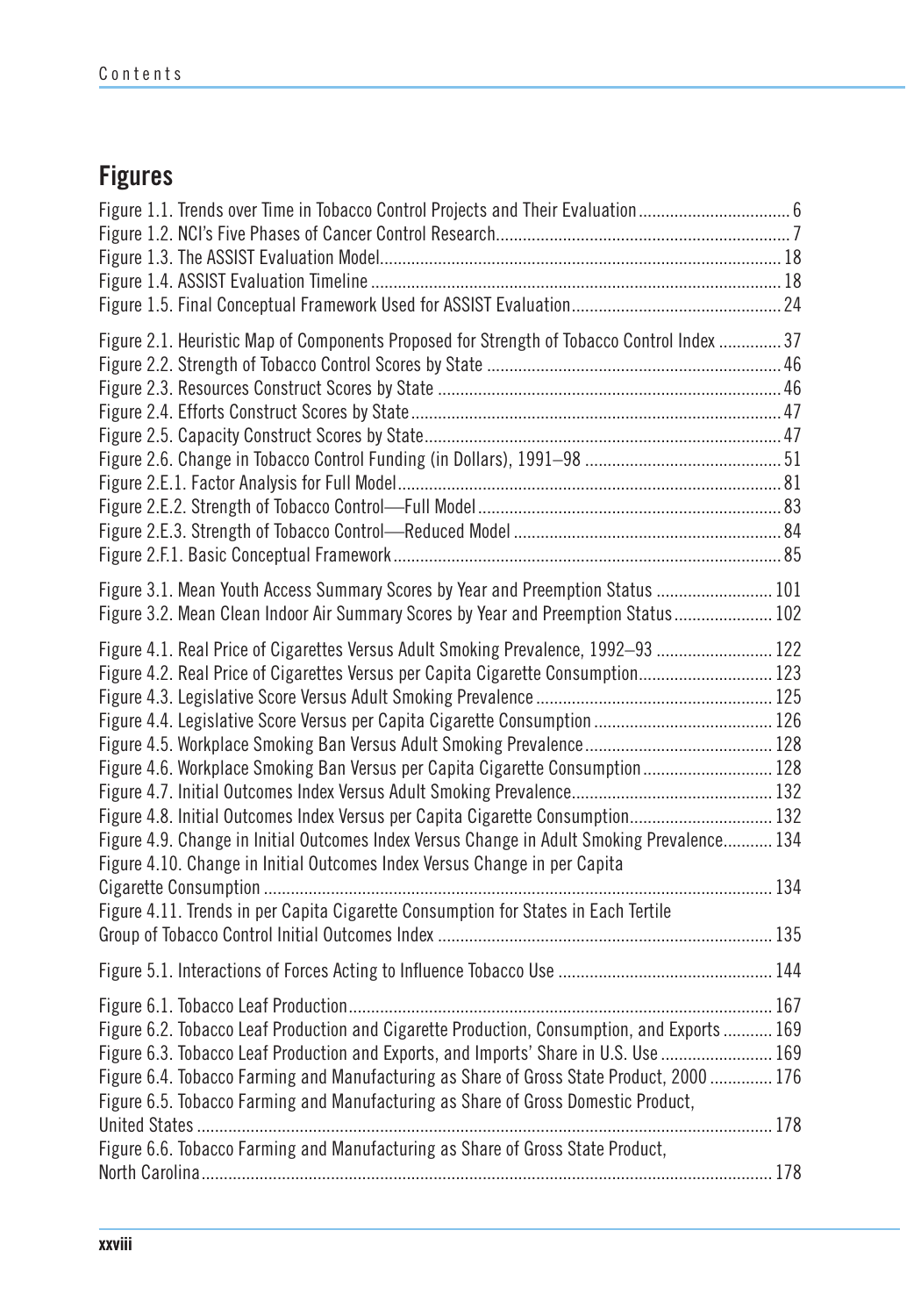## Figures

Figure 1.1. Trends over Time in Tobacco Control Projects and Their Evaluation .................................. 6
Figure 1.2. NCI's Five Phases of Cancer Control Research.................................................................. 7
Figure 1.3. The ASSIST Evaluation Model............................................................................................ 18
Figure 1.4. ASSIST Evaluation Timeline .............................................................................................. 18
Figure 1.5. Final Conceptual Framework Used for ASSIST Evaluation.................................................. 24

Figure 2.1. Heuristic Map of Components Proposed for Strength of Tobacco Control Index .............. 37
Figure 2.2. Strength of Tobacco Control Scores by State ................................................................... 46
Figure 2.3. Resources Construct Scores by State ............................................................................... 46
Figure 2.4. Efforts Construct Scores by State...................................................................................... 47
Figure 2.5. Capacity Construct Scores by State.................................................................................. 47
Figure 2.6. Change in Tobacco Control Funding (in Dollars), 1991–98 ............................................... 51
Figure 2.E.1. Factor Analysis for Full Model........................................................................................ 81
Figure 2.E.2. Strength of Tobacco Control—Full Model...................................................................... 83
Figure 2.E.3. Strength of Tobacco Control—Reduced Model .............................................................. 84
Figure 2.F.1. Basic Conceptual Framework......................................................................................... 85

Figure 3.1. Mean Youth Access Summary Scores by Year and Preemption Status .......................... 101
Figure 3.2. Mean Clean Indoor Air Summary Scores by Year and Preemption Status...................... 102

Figure 4.1. Real Price of Cigarettes Versus Adult Smoking Prevalence, 1992–93 .......................... 122
Figure 4.2. Real Price of Cigarettes Versus per Capita Cigarette Consumption.............................. 123
Figure 4.3. Legislative Score Versus Adult Smoking Prevalence ..................................................... 125
Figure 4.4. Legislative Score Versus per Capita Cigarette Consumption ........................................ 126
Figure 4.5. Workplace Smoking Ban Versus Adult Smoking Prevalence.......................................... 128
Figure 4.6. Workplace Smoking Ban Versus per Capita Cigarette Consumption ............................. 128
Figure 4.7. Initial Outcomes Index Versus Adult Smoking Prevalence............................................. 132
Figure 4.8. Initial Outcomes Index Versus per Capita Cigarette Consumption................................ 132
Figure 4.9. Change in Initial Outcomes Index Versus Change in Adult Smoking Prevalence........... 134
Figure 4.10. Change in Initial Outcomes Index Versus Change in per Capita Cigarette Consumption ................................................................................................................ 134
Figure 4.11. Trends in per Capita Cigarette Consumption for States in Each Tertile Group of Tobacco Control Initial Outcomes Index ........................................................................... 135

Figure 5.1. Interactions of Forces Acting to Influence Tobacco Use ................................................ 144

Figure 6.1. Tobacco Leaf Production.............................................................................................. 167
Figure 6.2. Tobacco Leaf Production and Cigarette Production, Consumption, and Exports ........... 169
Figure 6.3. Tobacco Leaf Production and Exports, and Imports' Share in U.S. Use ......................... 169
Figure 6.4. Tobacco Farming and Manufacturing as Share of Gross State Product, 2000 .............. 176
Figure 6.5. Tobacco Farming and Manufacturing as Share of Gross Domestic Product, United States ................................................................................................................ 178
Figure 6.6. Tobacco Farming and Manufacturing as Share of Gross State Product, North Carolina................................................................................................................ 178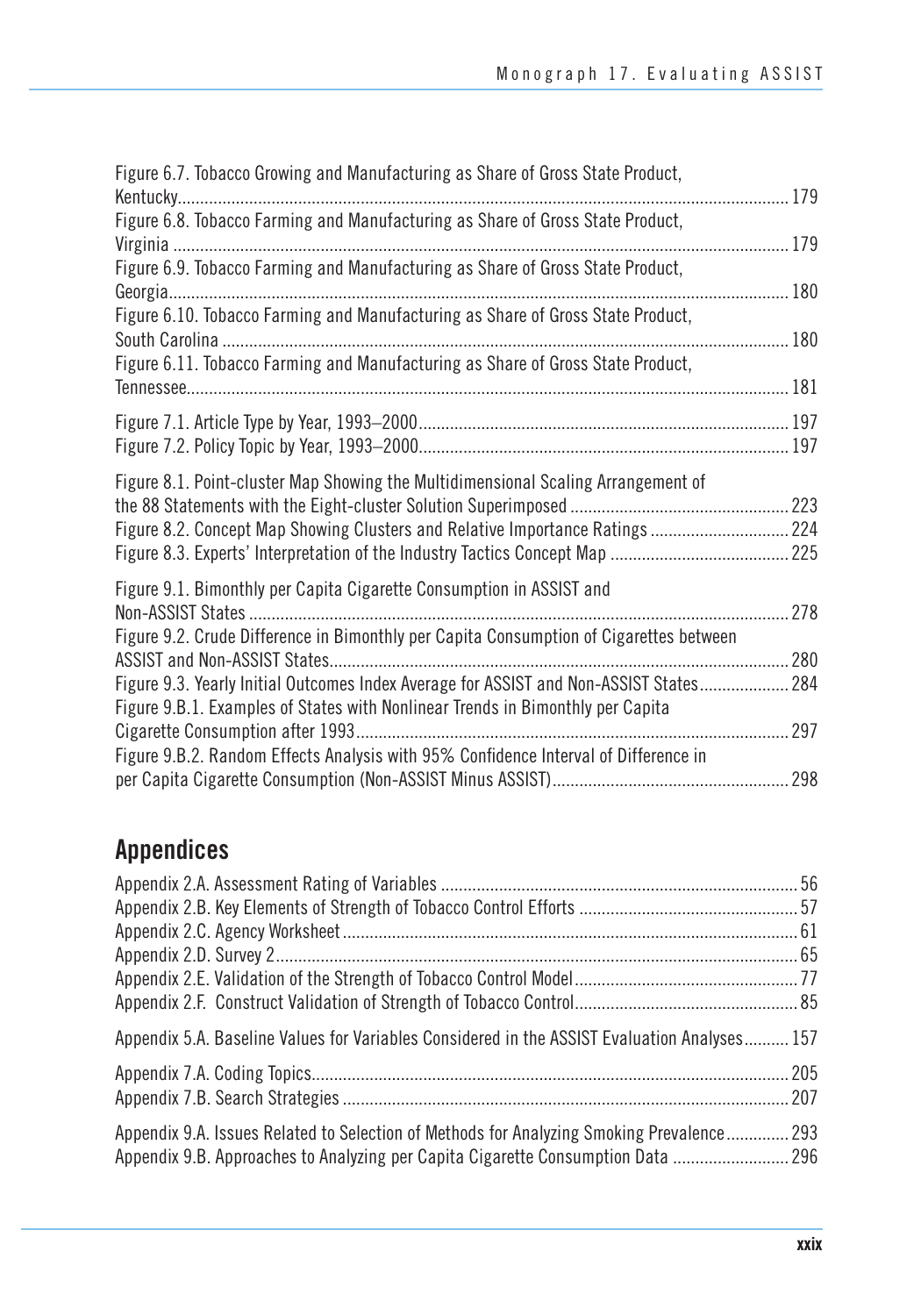Figure 6.7. Tobacco Growing and Manufacturing as Share of Gross State Product, Kentucky....... 179
Figure 6.8. Tobacco Farming and Manufacturing as Share of Gross State Product, Virginia ....... 179
Figure 6.9. Tobacco Farming and Manufacturing as Share of Gross State Product, Georgia....... 180
Figure 6.10. Tobacco Farming and Manufacturing as Share of Gross State Product, South Carolina ....... 180
Figure 6.11. Tobacco Farming and Manufacturing as Share of Gross State Product, Tennessee....... 181

Figure 7.1. Article Type by Year, 1993–2000....... 197
Figure 7.2. Policy Topic by Year, 1993–2000....... 197

Figure 8.1. Point-cluster Map Showing the Multidimensional Scaling Arrangement of the 88 Statements with the Eight-cluster Solution Superimposed ....... 223
Figure 8.2. Concept Map Showing Clusters and Relative Importance Ratings ....... 224
Figure 8.3. Experts' Interpretation of the Industry Tactics Concept Map ....... 225

Figure 9.1. Bimonthly per Capita Cigarette Consumption in ASSIST and Non-ASSIST States ....... 278
Figure 9.2. Crude Difference in Bimonthly per Capita Consumption of Cigarettes between ASSIST and Non-ASSIST States....... 280
Figure 9.3. Yearly Initial Outcomes Index Average for ASSIST and Non-ASSIST States....... 284
Figure 9.B.1. Examples of States with Nonlinear Trends in Bimonthly per Capita Cigarette Consumption after 1993....... 297
Figure 9.B.2. Random Effects Analysis with 95% Confidence Interval of Difference in per Capita Cigarette Consumption (Non-ASSIST Minus ASSIST)....... 298

## Appendices

Appendix 2.A. Assessment Rating of Variables ....... 56
Appendix 2.B. Key Elements of Strength of Tobacco Control Efforts ....... 57
Appendix 2.C. Agency Worksheet....... 61
Appendix 2.D. Survey 2....... 65
Appendix 2.E. Validation of the Strength of Tobacco Control Model....... 77
Appendix 2.F. Construct Validation of Strength of Tobacco Control....... 85

Appendix 5.A. Baseline Values for Variables Considered in the ASSIST Evaluation Analyses....... 157

Appendix 7.A. Coding Topics....... 205
Appendix 7.B. Search Strategies ....... 207

Appendix 9.A. Issues Related to Selection of Methods for Analyzing Smoking Prevalence....... 293
Appendix 9.B. Approaches to Analyzing per Capita Cigarette Consumption Data ....... 296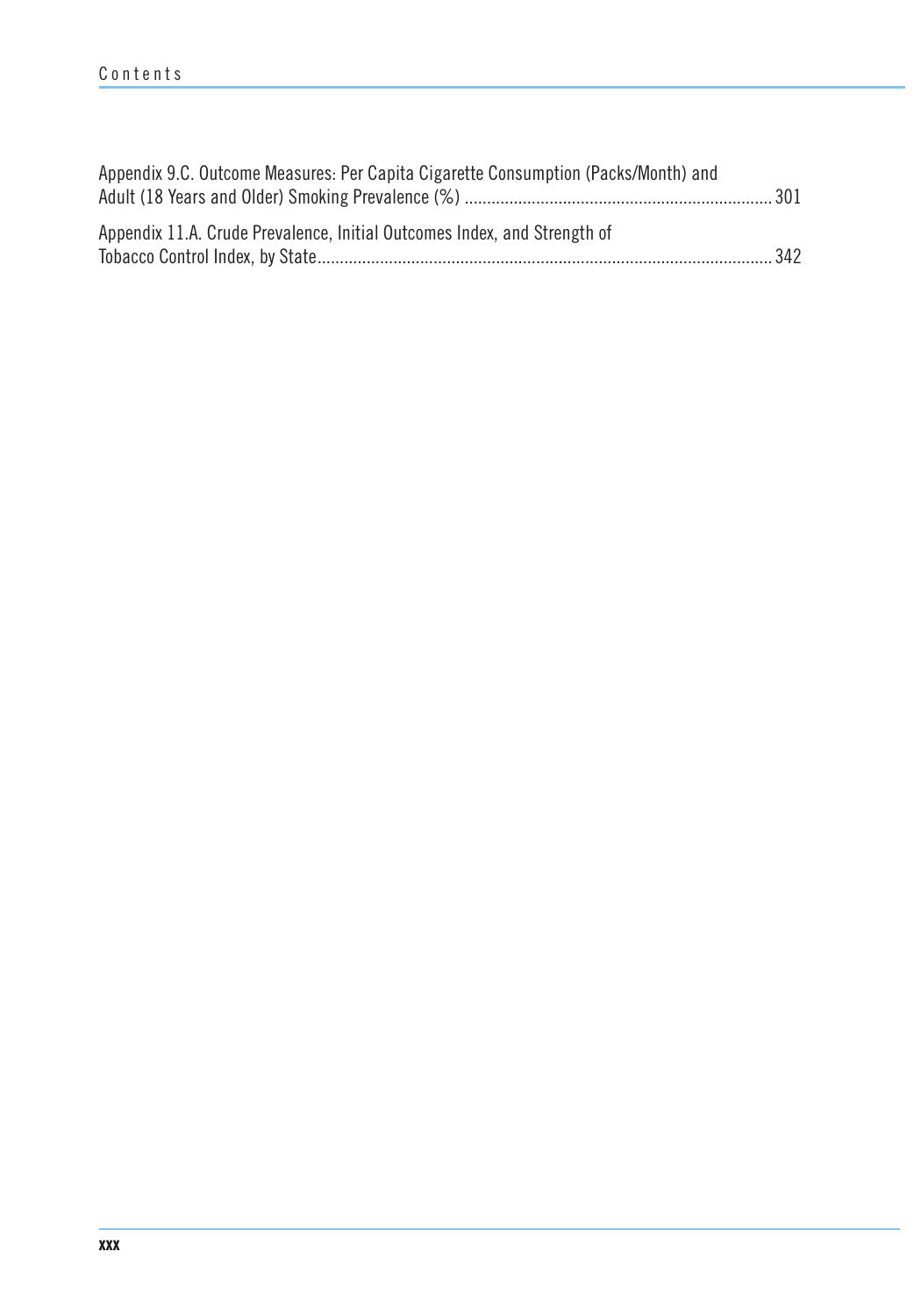Appendix 9.C. Outcome Measures: Per Capita Cigarette Consumption (Packs/Month) and Adult (18 Years and Older) Smoking Prevalence (%) .................................................................... 301

Appendix 11.A. Crude Prevalence, Initial Outcomes Index, and Strength of Tobacco Control Index, by State ..................................................................................................... 342